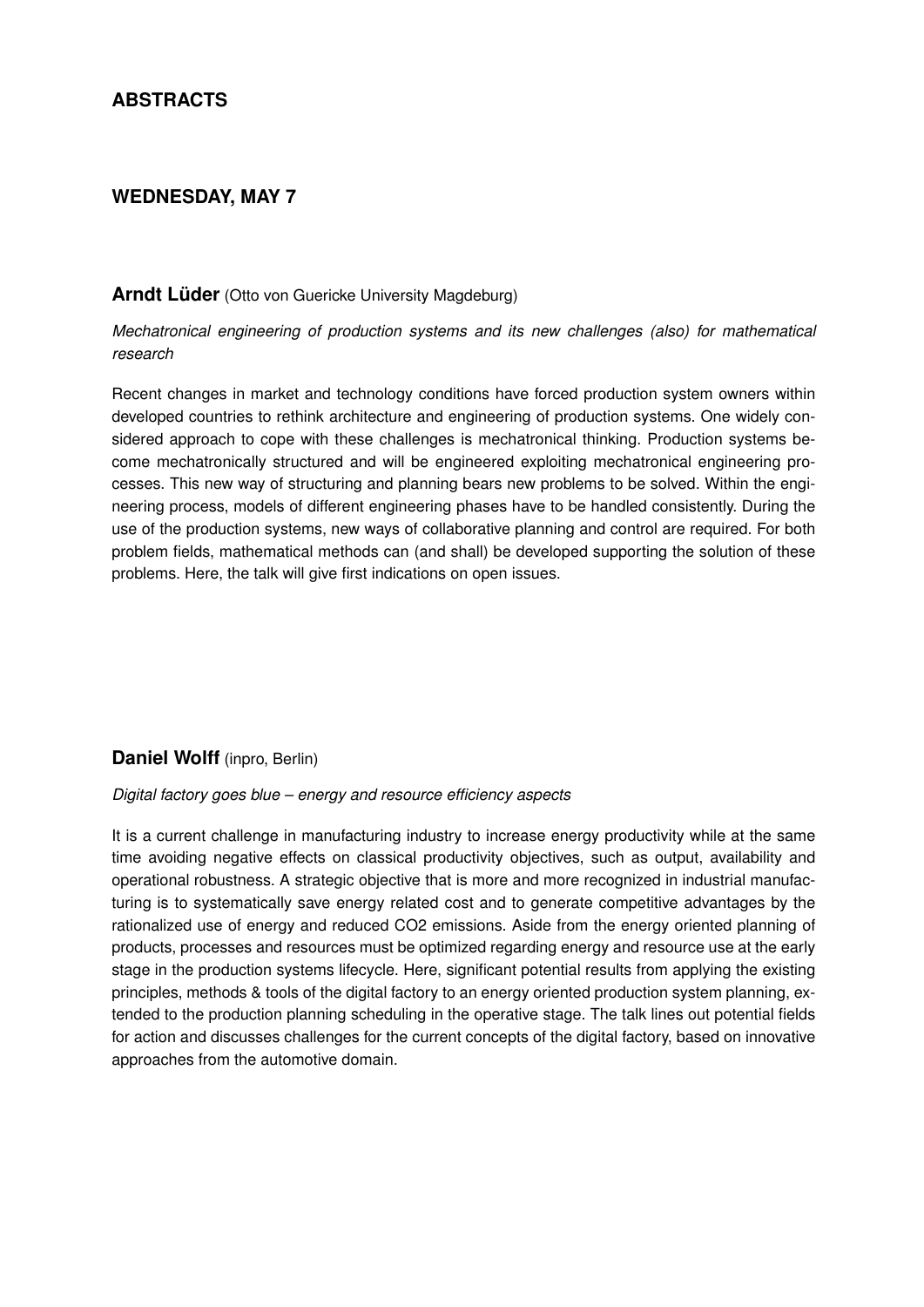# ABSTRACTS

## WEDNESDAY, MAY 7

### **Arndt Lüder** (Otto von Guericke University Magdeburg)

*Mechatronical engineering of production systems and its new challenges (also) for mathematical research*

Recent changes in market and technology conditions have forced production system owners within developed countries to rethink architecture and engineering of production systems. One widely considered approach to cope with these challenges is mechatronical thinking. Production systems become mechatronically structured and will be engineered exploiting mechatronical engineering processes. This new way of structuring and planning bears new problems to be solved. Within the engineering process, models of different engineering phases have to be handled consistently. During the use of the production systems, new ways of collaborative planning and control are required. For both problem fields, mathematical methods can (and shall) be developed supporting the solution of these problems. Here, the talk will give first indications on open issues.

### **Daniel Wolff** (inpro, Berlin)

*Digital factory goes blue – energy and resource efficiency aspects*

It is a current challenge in manufacturing industry to increase energy productivity while at the same time avoiding negative effects on classical productivity objectives, such as output, availability and operational robustness. A strategic objective that is more and more recognized in industrial manufacturing is to systematically save energy related cost and to generate competitive advantages by the rationalized use of energy and reduced $CO_2$ emissions. Aside from the energy oriented planning of products, processes and resources must be optimized regarding energy and resource use at the early stage in the production systems lifecycle. Here, significant potential results from applying the existing principles, methods & tools of the digital factory to an energy oriented production system planning, extended to the production planning scheduling in the operative stage. The talk lines out potential fields for action and discusses challenges for the current concepts of the digital factory, based on innovative approaches from the automotive domain.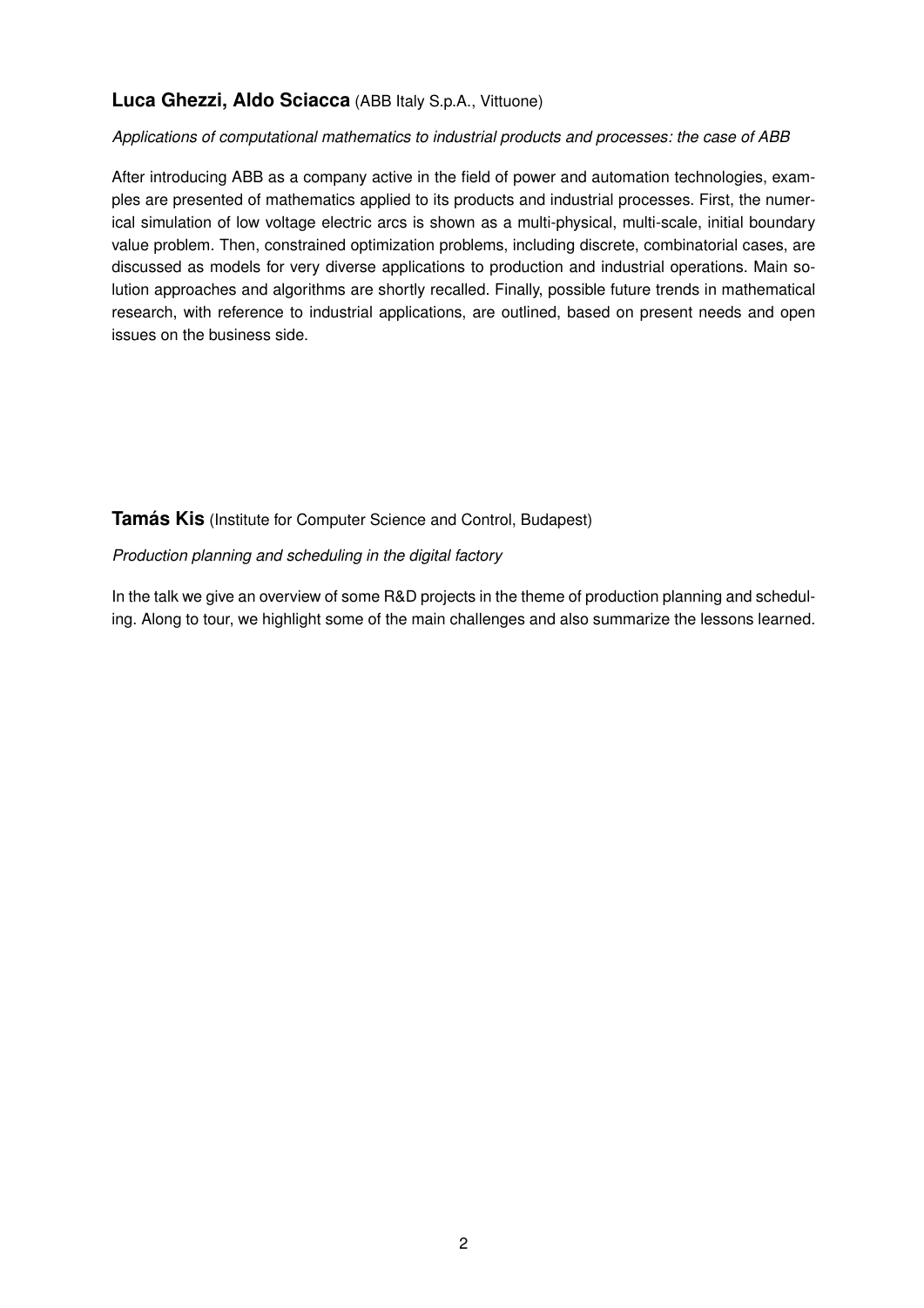**Luca Ghezzi, Aldo Sciacca** (ABB Italy S.p.A., Vittuone)

*Applications of computational mathematics to industrial products and processes: the case of ABB*

After introducing ABB as a company active in the field of power and automation technologies, examples are presented of mathematics applied to its products and industrial processes. First, the numerical simulation of low voltage electric arcs is shown as a multi-physical, multi-scale, initial boundary value problem. Then, constrained optimization problems, including discrete, combinatorial cases, are discussed as models for very diverse applications to production and industrial operations. Main solution approaches and algorithms are shortly recalled. Finally, possible future trends in mathematical research, with reference to industrial applications, are outlined, based on present needs and open issues on the business side.

**Tamás Kis** (Institute for Computer Science and Control, Budapest)

*Production planning and scheduling in the digital factory*

In the talk we give an overview of some R&D projects in the theme of production planning and scheduling. Along to tour, we highlight some of the main challenges and also summarize the lessons learned.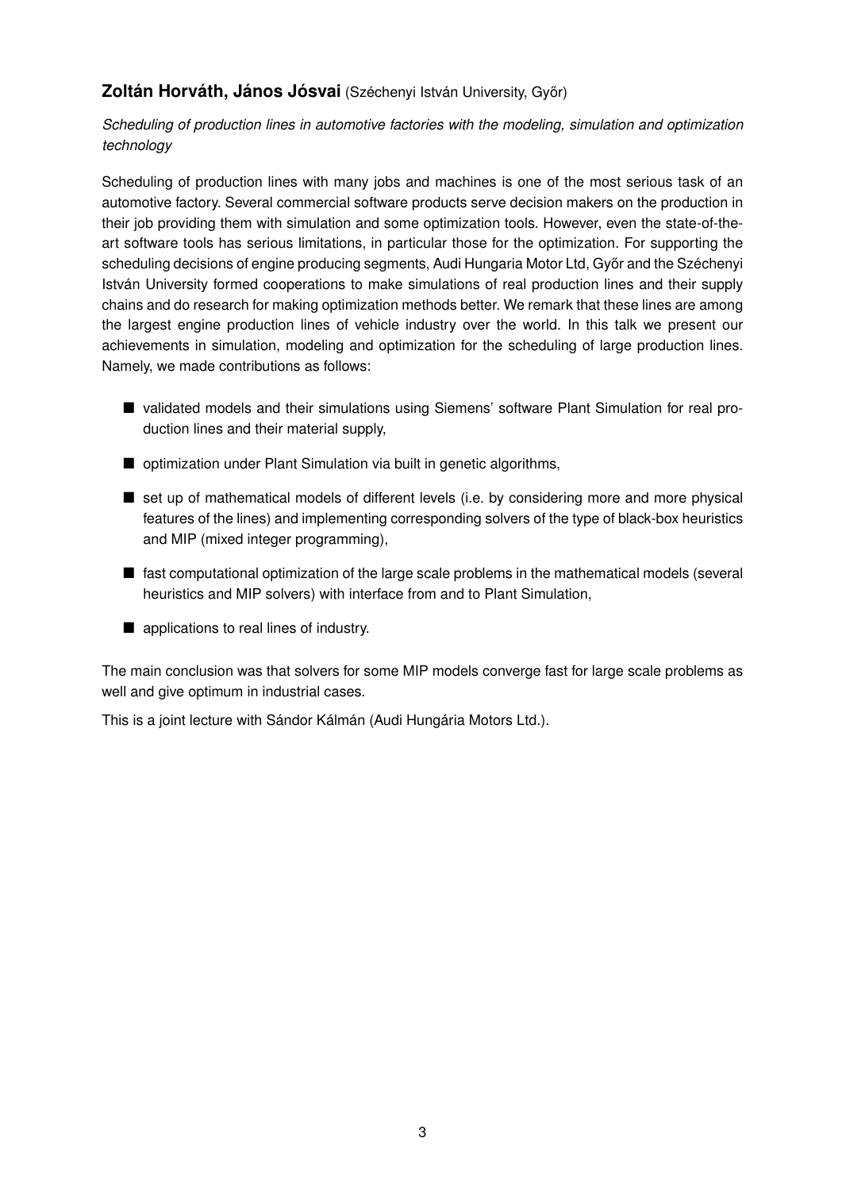**Zoltán Horváth, János Jósvai** (Széchenyi István University, Győr)

*Scheduling of production lines in automotive factories with the modeling, simulation and optimization technology*

Scheduling of production lines with many jobs and machines is one of the most serious task of an automotive factory. Several commercial software products serve decision makers on the production in their job providing them with simulation and some optimization tools. However, even the state-of-the-art software tools has serious limitations, in particular those for the optimization. For supporting the scheduling decisions of engine producing segments, Audi Hungaria Motor Ltd, Győr and the Széchenyi István University formed cooperations to make simulations of real production lines and their supply chains and do research for making optimization methods better. We remark that these lines are among the largest engine production lines of vehicle industry over the world. In this talk we present our achievements in simulation, modeling and optimization for the scheduling of large production lines. Namely, we made contributions as follows:

- validated models and their simulations using Siemens' software Plant Simulation for real production lines and their material supply,
- optimization under Plant Simulation via built in genetic algorithms,
- set up of mathematical models of different levels (i.e. by considering more and more physical features of the lines) and implementing corresponding solvers of the type of black-box heuristics and MIP (mixed integer programming),
- fast computational optimization of the large scale problems in the mathematical models (several heuristics and MIP solvers) with interface from and to Plant Simulation,
- applications to real lines of industry.

The main conclusion was that solvers for some MIP models converge fast for large scale problems as well and give optimum in industrial cases.

This is a joint lecture with Sándor Kálmán (Audi Hungária Motors Ltd.).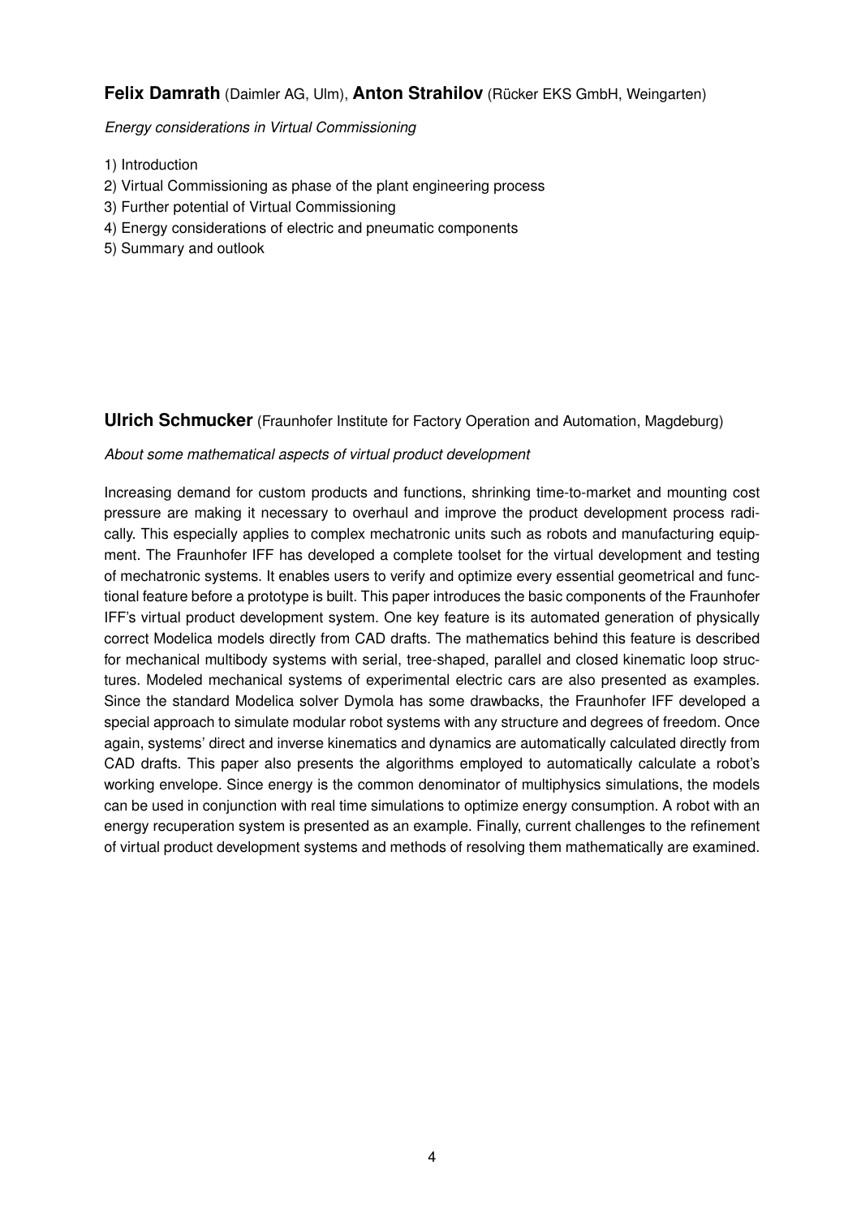**Felix Damrath** (Daimler AG, Ulm), **Anton Strahilov** (Rücker EKS GmbH, Weingarten)

*Energy considerations in Virtual Commissioning*

1) Introduction
2) Virtual Commissioning as phase of the plant engineering process
3) Further potential of Virtual Commissioning
4) Energy considerations of electric and pneumatic components
5) Summary and outlook

**Ulrich Schmucker** (Fraunhofer Institute for Factory Operation and Automation, Magdeburg)

*About some mathematical aspects of virtual product development*

Increasing demand for custom products and functions, shrinking time-to-market and mounting cost pressure are making it necessary to overhaul and improve the product development process radically. This especially applies to complex mechatronic units such as robots and manufacturing equipment. The Fraunhofer IFF has developed a complete toolset for the virtual development and testing of mechatronic systems. It enables users to verify and optimize every essential geometrical and functional feature before a prototype is built. This paper introduces the basic components of the Fraunhofer IFF's virtual product development system. One key feature is its automated generation of physically correct Modelica models directly from CAD drafts. The mathematics behind this feature is described for mechanical multibody systems with serial, tree-shaped, parallel and closed kinematic loop structures. Modeled mechanical systems of experimental electric cars are also presented as examples. Since the standard Modelica solver Dymola has some drawbacks, the Fraunhofer IFF developed a special approach to simulate modular robot systems with any structure and degrees of freedom. Once again, systems' direct and inverse kinematics and dynamics are automatically calculated directly from CAD drafts. This paper also presents the algorithms employed to automatically calculate a robot's working envelope. Since energy is the common denominator of multiphysics simulations, the models can be used in conjunction with real time simulations to optimize energy consumption. A robot with an energy recuperation system is presented as an example. Finally, current challenges to the refinement of virtual product development systems and methods of resolving them mathematically are examined.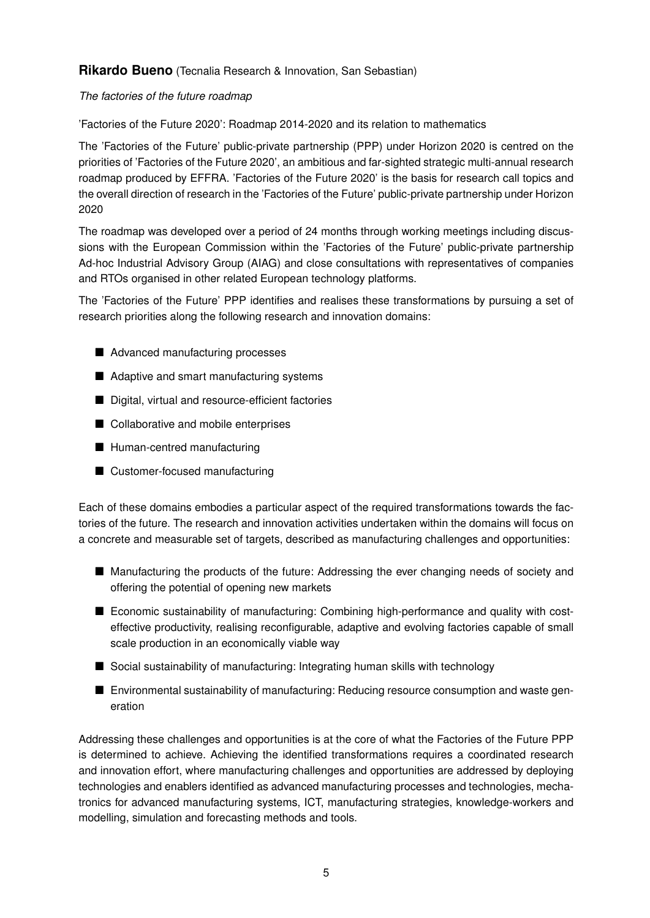**Rikardo Bueno** (Tecnalia Research & Innovation, San Sebastian)

*The factories of the future roadmap*

'Factories of the Future 2020': Roadmap 2014-2020 and its relation to mathematics

The 'Factories of the Future' public-private partnership (PPP) under Horizon 2020 is centred on the priorities of 'Factories of the Future 2020', an ambitious and far-sighted strategic multi-annual research roadmap produced by EFFRA. 'Factories of the Future 2020' is the basis for research call topics and the overall direction of research in the 'Factories of the Future' public-private partnership under Horizon 2020

The roadmap was developed over a period of 24 months through working meetings including discussions with the European Commission within the 'Factories of the Future' public-private partnership Ad-hoc Industrial Advisory Group (AIAG) and close consultations with representatives of companies and RTOs organised in other related European technology platforms.

The 'Factories of the Future' PPP identifies and realises these transformations by pursuing a set of research priorities along the following research and innovation domains:

- Advanced manufacturing processes
- Adaptive and smart manufacturing systems
- Digital, virtual and resource-efficient factories
- Collaborative and mobile enterprises
- Human-centred manufacturing
- Customer-focused manufacturing

Each of these domains embodies a particular aspect of the required transformations towards the factories of the future. The research and innovation activities undertaken within the domains will focus on a concrete and measurable set of targets, described as manufacturing challenges and opportunities:

- Manufacturing the products of the future: Addressing the ever changing needs of society and offering the potential of opening new markets
- Economic sustainability of manufacturing: Combining high-performance and quality with cost-effective productivity, realising reconfigurable, adaptive and evolving factories capable of small scale production in an economically viable way
- Social sustainability of manufacturing: Integrating human skills with technology
- Environmental sustainability of manufacturing: Reducing resource consumption and waste generation

Addressing these challenges and opportunities is at the core of what the Factories of the Future PPP is determined to achieve. Achieving the identified transformations requires a coordinated research and innovation effort, where manufacturing challenges and opportunities are addressed by deploying technologies and enablers identified as advanced manufacturing processes and technologies, mechatronics for advanced manufacturing systems, ICT, manufacturing strategies, knowledge-workers and modelling, simulation and forecasting methods and tools.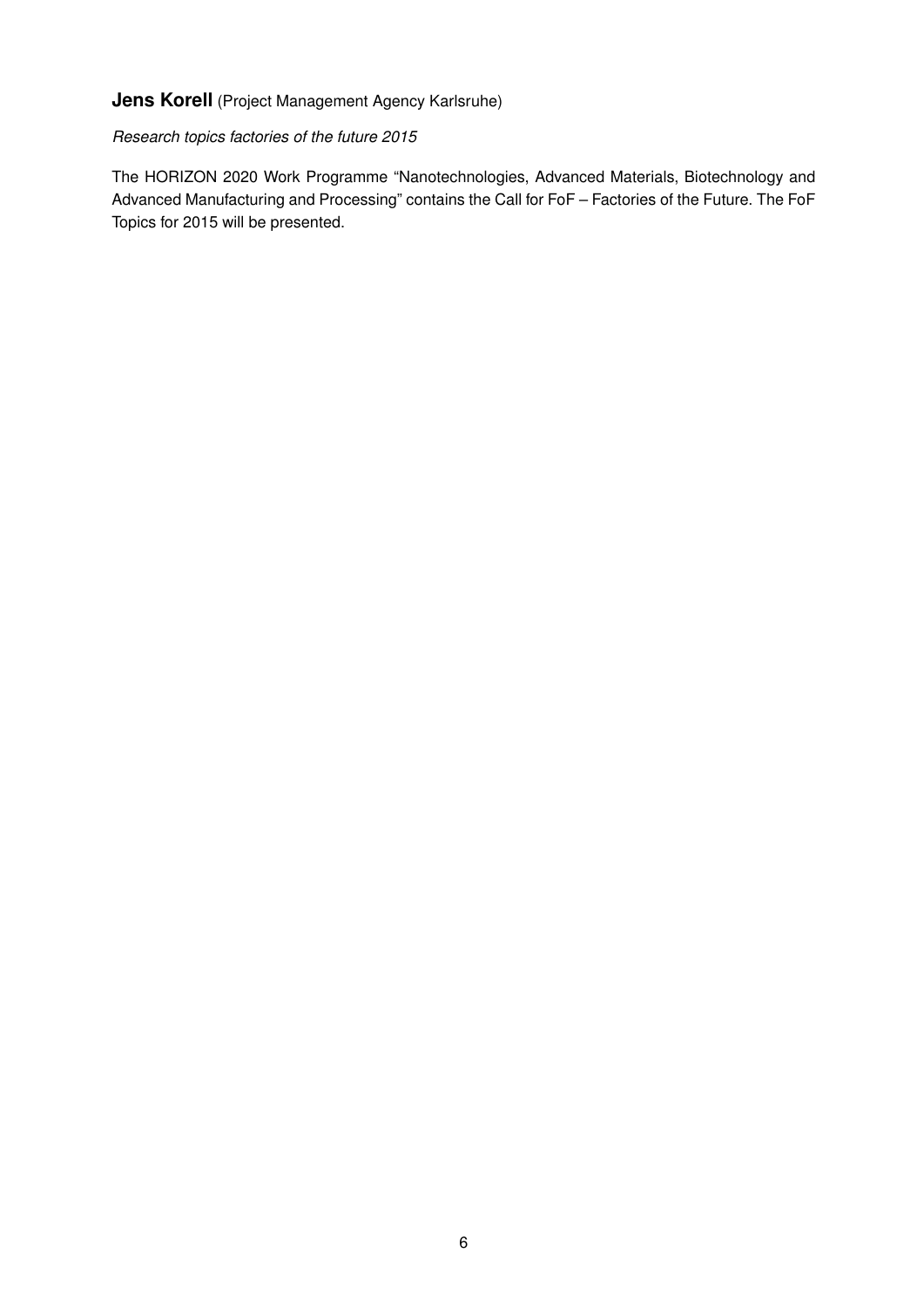**Jens Korell** (Project Management Agency Karlsruhe)

*Research topics factories of the future 2015*

The HORIZON 2020 Work Programme "Nanotechnologies, Advanced Materials, Biotechnology and Advanced Manufacturing and Processing" contains the Call for FoF – Factories of the Future. The FoF Topics for 2015 will be presented.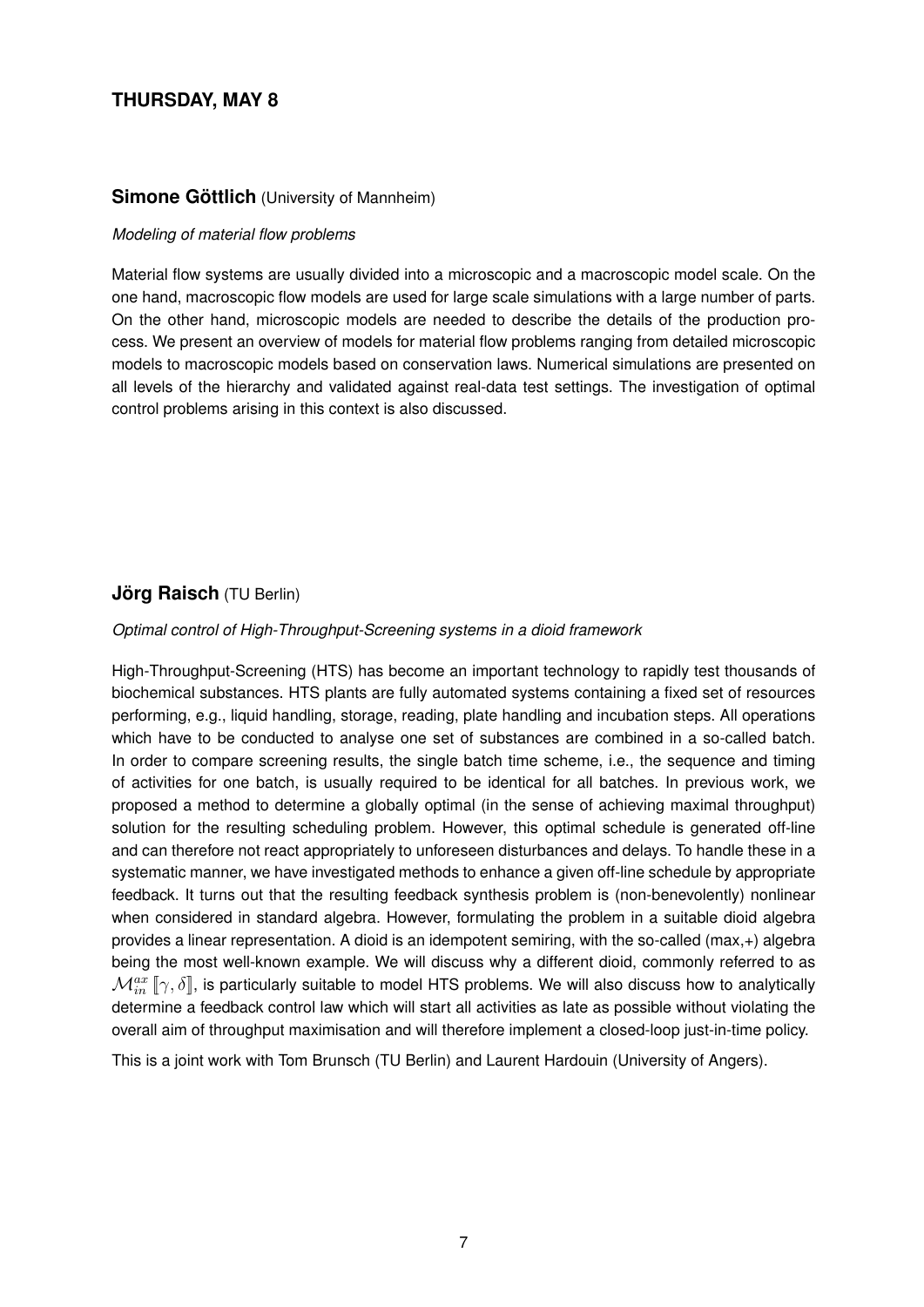## THURSDAY, MAY 8

### **Simone Göttlich** (University of Mannheim)

*Modeling of material flow problems*

Material flow systems are usually divided into a microscopic and a macroscopic model scale. On the one hand, macroscopic flow models are used for large scale simulations with a large number of parts. On the other hand, microscopic models are needed to describe the details of the production process. We present an overview of models for material flow problems ranging from detailed microscopic models to macroscopic models based on conservation laws. Numerical simulations are presented on all levels of the hierarchy and validated against real-data test settings. The investigation of optimal control problems arising in this context is also discussed.

### **Jörg Raisch** (TU Berlin)

*Optimal control of High-Throughput-Screening systems in a dioid framework*

High-Throughput-Screening (HTS) has become an important technology to rapidly test thousands of biochemical substances. HTS plants are fully automated systems containing a fixed set of resources performing, e.g., liquid handling, storage, reading, plate handling and incubation steps. All operations which have to be conducted to analyse one set of substances are combined in a so-called batch. In order to compare screening results, the single batch time scheme, i.e., the sequence and timing of activities for one batch, is usually required to be identical for all batches. In previous work, we proposed a method to determine a globally optimal (in the sense of achieving maximal throughput) solution for the resulting scheduling problem. However, this optimal schedule is generated off-line and can therefore not react appropriately to unforeseen disturbances and delays. To handle these in a systematic manner, we have investigated methods to enhance a given off-line schedule by appropriate feedback. It turns out that the resulting feedback synthesis problem is (non-benevolently) nonlinear when considered in standard algebra. However, formulating the problem in a suitable dioid algebra provides a linear representation. A dioid is an idempotent semiring, with the so-called (max,+) algebra being the most well-known example. We will discuss why a different dioid, commonly referred to as $\mathcal{M}_{in}^{ax}[\![\gamma, \delta]\!]$, is particularly suitable to model HTS problems. We will also discuss how to analytically determine a feedback control law which will start all activities as late as possible without violating the overall aim of throughput maximisation and will therefore implement a closed-loop just-in-time policy.

This is a joint work with Tom Brunsch (TU Berlin) and Laurent Hardouin (University of Angers).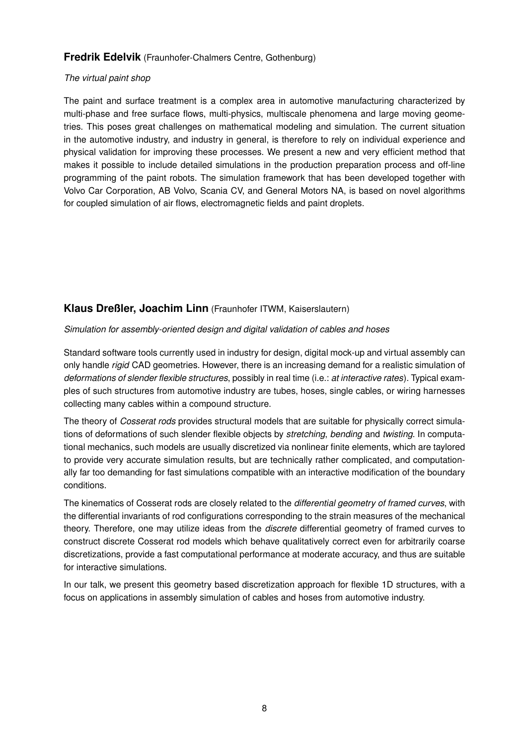## **Fredrik Edelvik** (Fraunhofer-Chalmers Centre, Gothenburg)

*The virtual paint shop*

The paint and surface treatment is a complex area in automotive manufacturing characterized by multi-phase and free surface flows, multi-physics, multiscale phenomena and large moving geometries. This poses great challenges on mathematical modeling and simulation. The current situation in the automotive industry, and industry in general, is therefore to rely on individual experience and physical validation for improving these processes. We present a new and very efficient method that makes it possible to include detailed simulations in the production preparation process and off-line programming of the paint robots. The simulation framework that has been developed together with Volvo Car Corporation, AB Volvo, Scania CV, and General Motors NA, is based on novel algorithms for coupled simulation of air flows, electromagnetic fields and paint droplets.

## **Klaus Dreßler, Joachim Linn** (Fraunhofer ITWM, Kaiserslautern)

*Simulation for assembly-oriented design and digital validation of cables and hoses*

Standard software tools currently used in industry for design, digital mock-up and virtual assembly can only handle *rigid* CAD geometries. However, there is an increasing demand for a realistic simulation of *deformations of slender flexible structures*, possibly in real time (i.e.: *at interactive rates*). Typical examples of such structures from automotive industry are tubes, hoses, single cables, or wiring harnesses collecting many cables within a compound structure.

The theory of *Cosserat rods* provides structural models that are suitable for physically correct simulations of deformations of such slender flexible objects by *stretching*, *bending* and *twisting*. In computational mechanics, such models are usually discretized via nonlinear finite elements, which are taylored to provide very accurate simulation results, but are technically rather complicated, and computationally far too demanding for fast simulations compatible with an interactive modification of the boundary conditions.

The kinematics of Cosserat rods are closely related to the *differential geometry of framed curves*, with the differential invariants of rod configurations corresponding to the strain measures of the mechanical theory. Therefore, one may utilize ideas from the *discrete* differential geometry of framed curves to construct discrete Cosserat rod models which behave qualitatively correct even for arbitrarily coarse discretizations, provide a fast computational performance at moderate accuracy, and thus are suitable for interactive simulations.

In our talk, we present this geometry based discretization approach for flexible 1D structures, with a focus on applications in assembly simulation of cables and hoses from automotive industry.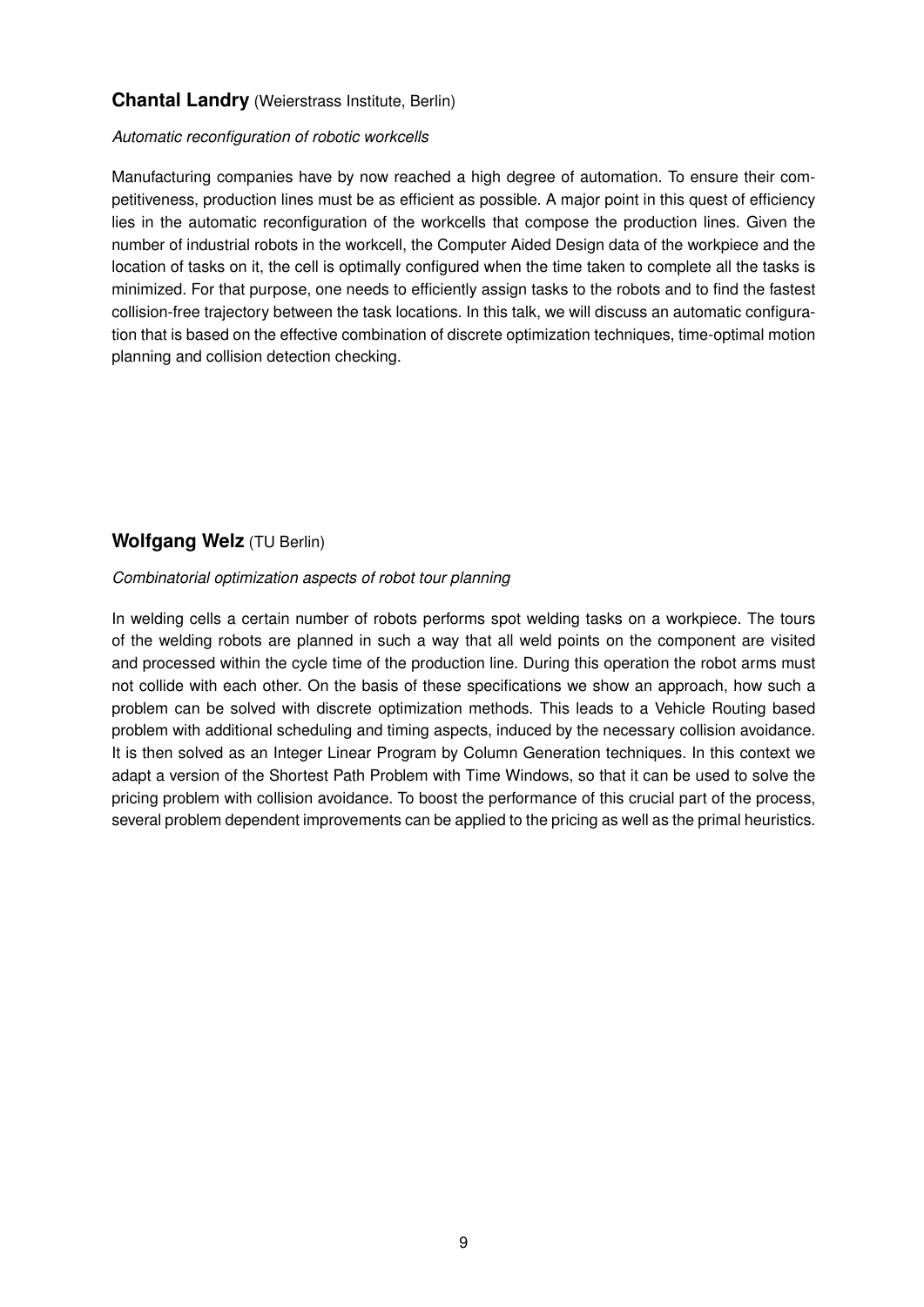### **Chantal Landry** (Weierstrass Institute, Berlin)

*Automatic reconfiguration of robotic workcells*

Manufacturing companies have by now reached a high degree of automation. To ensure their competitiveness, production lines must be as efficient as possible. A major point in this quest of efficiency lies in the automatic reconfiguration of the workcells that compose the production lines. Given the number of industrial robots in the workcell, the Computer Aided Design data of the workpiece and the location of tasks on it, the cell is optimally configured when the time taken to complete all the tasks is minimized. For that purpose, one needs to efficiently assign tasks to the robots and to find the fastest collision-free trajectory between the task locations. In this talk, we will discuss an automatic configuration that is based on the effective combination of discrete optimization techniques, time-optimal motion planning and collision detection checking.

### **Wolfgang Welz** (TU Berlin)

*Combinatorial optimization aspects of robot tour planning*

In welding cells a certain number of robots performs spot welding tasks on a workpiece. The tours of the welding robots are planned in such a way that all weld points on the component are visited and processed within the cycle time of the production line. During this operation the robot arms must not collide with each other. On the basis of these specifications we show an approach, how such a problem can be solved with discrete optimization methods. This leads to a Vehicle Routing based problem with additional scheduling and timing aspects, induced by the necessary collision avoidance. It is then solved as an Integer Linear Program by Column Generation techniques. In this context we adapt a version of the Shortest Path Problem with Time Windows, so that it can be used to solve the pricing problem with collision avoidance. To boost the performance of this crucial part of the process, several problem dependent improvements can be applied to the pricing as well as the primal heuristics.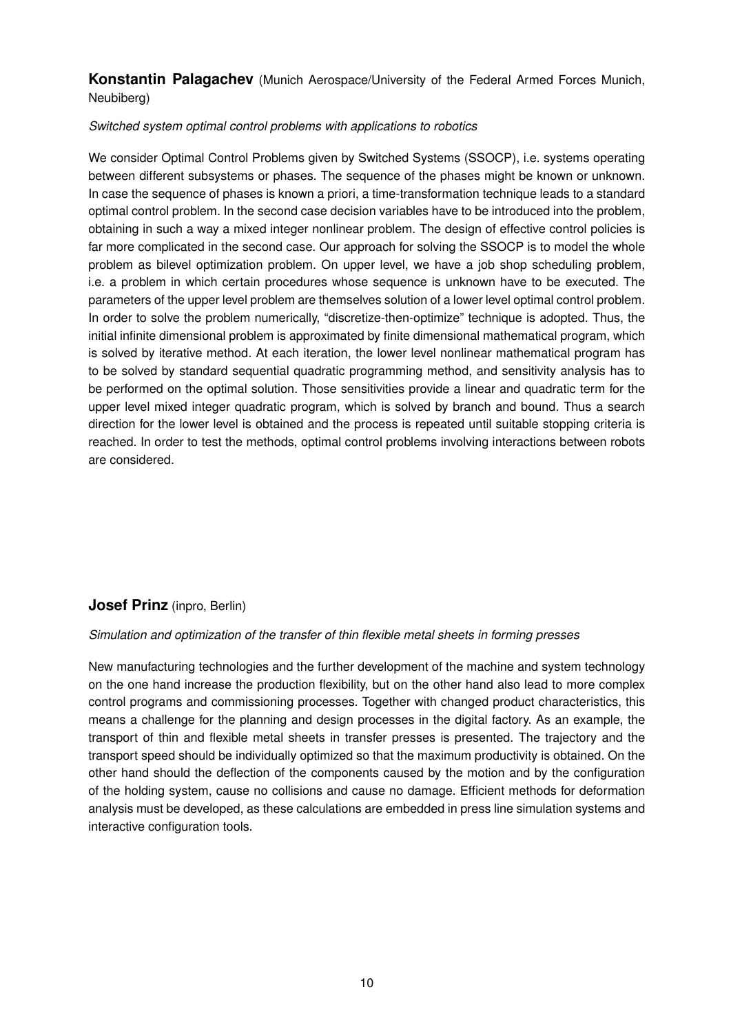**Konstantin Palagachev** (Munich Aerospace/University of the Federal Armed Forces Munich, Neubiberg)

*Switched system optimal control problems with applications to robotics*

We consider Optimal Control Problems given by Switched Systems (SSOCP), i.e. systems operating between different subsystems or phases. The sequence of the phases might be known or unknown. In case the sequence of phases is known a priori, a time-transformation technique leads to a standard optimal control problem. In the second case decision variables have to be introduced into the problem, obtaining in such a way a mixed integer nonlinear problem. The design of effective control policies is far more complicated in the second case. Our approach for solving the SSOCP is to model the whole problem as bilevel optimization problem. On upper level, we have a job shop scheduling problem, i.e. a problem in which certain procedures whose sequence is unknown have to be executed. The parameters of the upper level problem are themselves solution of a lower level optimal control problem. In order to solve the problem numerically, "discretize-then-optimize" technique is adopted. Thus, the initial infinite dimensional problem is approximated by finite dimensional mathematical program, which is solved by iterative method. At each iteration, the lower level nonlinear mathematical program has to be solved by standard sequential quadratic programming method, and sensitivity analysis has to be performed on the optimal solution. Those sensitivities provide a linear and quadratic term for the upper level mixed integer quadratic program, which is solved by branch and bound. Thus a search direction for the lower level is obtained and the process is repeated until suitable stopping criteria is reached. In order to test the methods, optimal control problems involving interactions between robots are considered.

**Josef Prinz** (inpro, Berlin)

*Simulation and optimization of the transfer of thin flexible metal sheets in forming presses*

New manufacturing technologies and the further development of the machine and system technology on the one hand increase the production flexibility, but on the other hand also lead to more complex control programs and commissioning processes. Together with changed product characteristics, this means a challenge for the planning and design processes in the digital factory. As an example, the transport of thin and flexible metal sheets in transfer presses is presented. The trajectory and the transport speed should be individually optimized so that the maximum productivity is obtained. On the other hand should the deflection of the components caused by the motion and by the configuration of the holding system, cause no collisions and cause no damage. Efficient methods for deformation analysis must be developed, as these calculations are embedded in press line simulation systems and interactive configuration tools.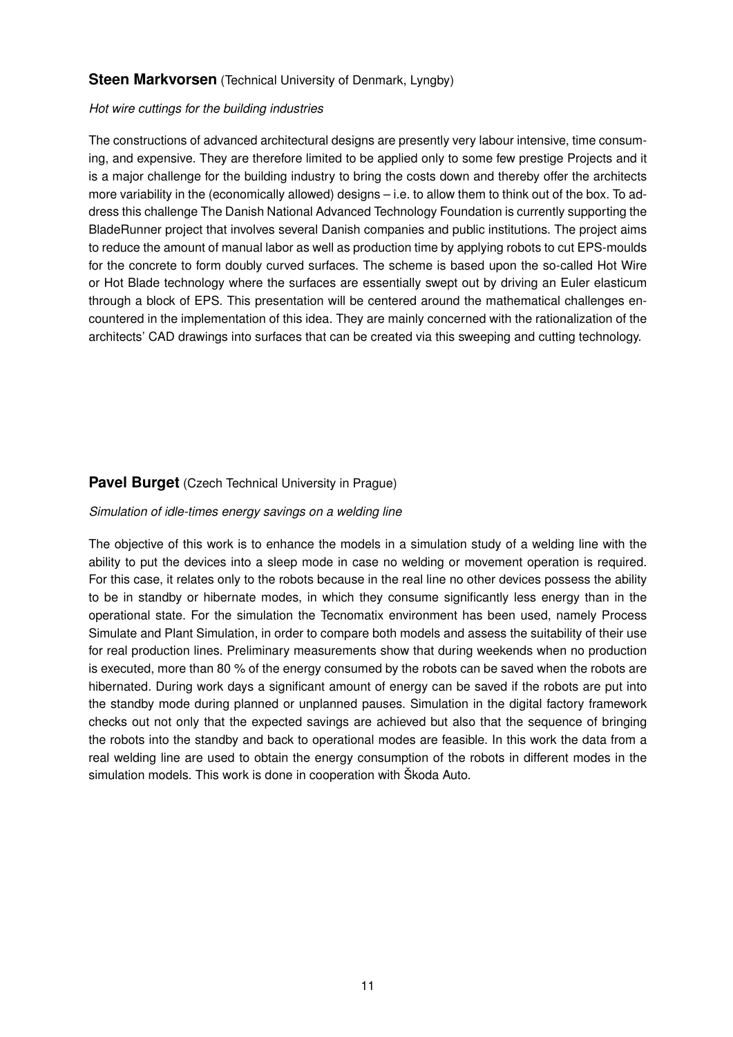**Steen Markvorsen** (Technical University of Denmark, Lyngby)

*Hot wire cuttings for the building industries*

The constructions of advanced architectural designs are presently very labour intensive, time consuming, and expensive. They are therefore limited to be applied only to some few prestige Projects and it is a major challenge for the building industry to bring the costs down and thereby offer the architects more variability in the (economically allowed) designs – i.e. to allow them to think out of the box. To address this challenge The Danish National Advanced Technology Foundation is currently supporting the BladeRunner project that involves several Danish companies and public institutions. The project aims to reduce the amount of manual labor as well as production time by applying robots to cut EPS-moulds for the concrete to form doubly curved surfaces. The scheme is based upon the so-called Hot Wire or Hot Blade technology where the surfaces are essentially swept out by driving an Euler elasticum through a block of EPS. This presentation will be centered around the mathematical challenges encountered in the implementation of this idea. They are mainly concerned with the rationalization of the architects' CAD drawings into surfaces that can be created via this sweeping and cutting technology.

**Pavel Burget** (Czech Technical University in Prague)

*Simulation of idle-times energy savings on a welding line*

The objective of this work is to enhance the models in a simulation study of a welding line with the ability to put the devices into a sleep mode in case no welding or movement operation is required. For this case, it relates only to the robots because in the real line no other devices possess the ability to be in standby or hibernate modes, in which they consume significantly less energy than in the operational state. For the simulation the Tecnomatix environment has been used, namely Process Simulate and Plant Simulation, in order to compare both models and assess the suitability of their use for real production lines. Preliminary measurements show that during weekends when no production is executed, more than 80 % of the energy consumed by the robots can be saved when the robots are hibernated. During work days a significant amount of energy can be saved if the robots are put into the standby mode during planned or unplanned pauses. Simulation in the digital factory framework checks out not only that the expected savings are achieved but also that the sequence of bringing the robots into the standby and back to operational modes are feasible. In this work the data from a real welding line are used to obtain the energy consumption of the robots in different modes in the simulation models. This work is done in cooperation with Škoda Auto.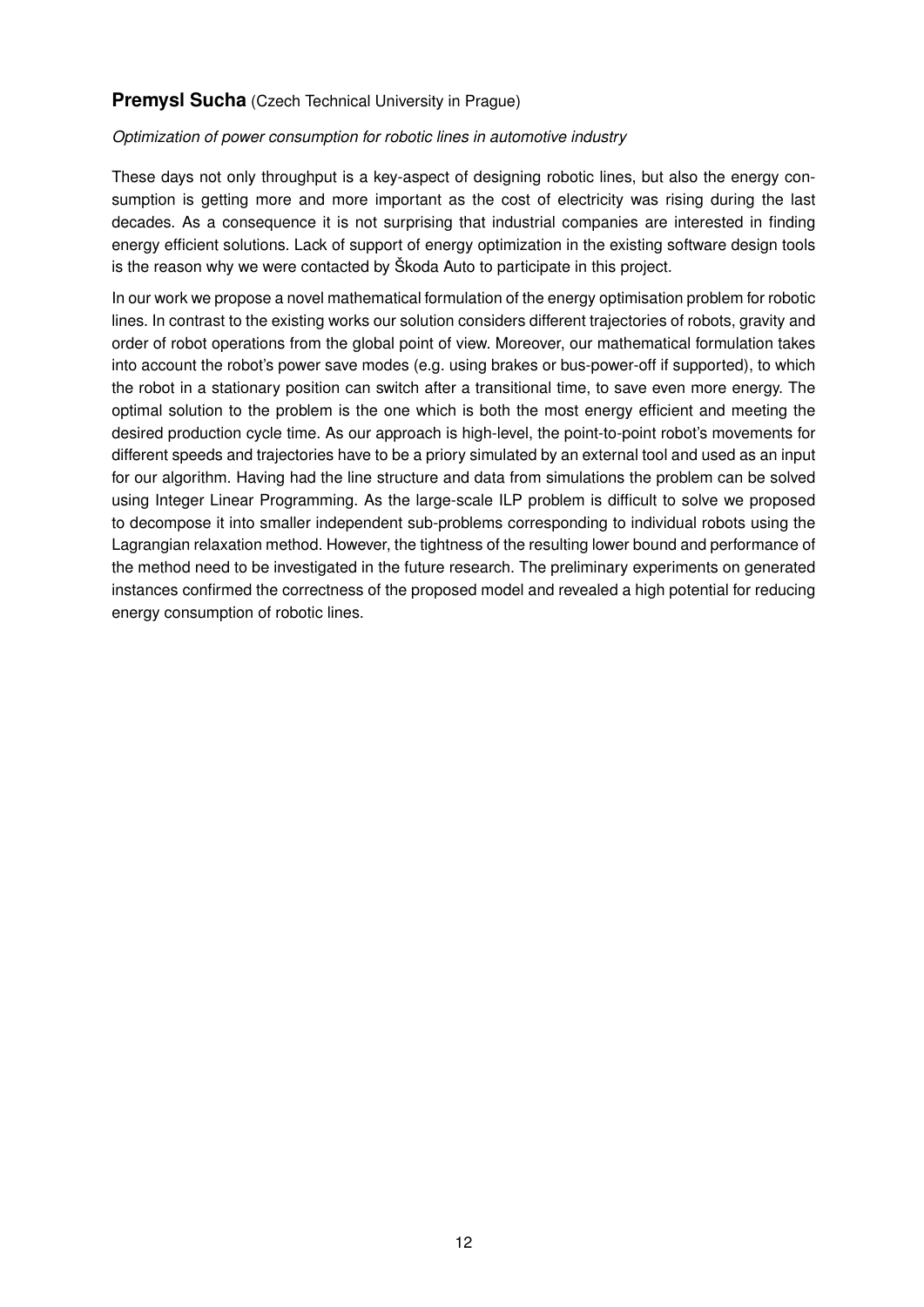**Premysl Sucha** (Czech Technical University in Prague)

*Optimization of power consumption for robotic lines in automotive industry*

These days not only throughput is a key-aspect of designing robotic lines, but also the energy consumption is getting more and more important as the cost of electricity was rising during the last decades. As a consequence it is not surprising that industrial companies are interested in finding energy efficient solutions. Lack of support of energy optimization in the existing software design tools is the reason why we were contacted by Škoda Auto to participate in this project.

In our work we propose a novel mathematical formulation of the energy optimisation problem for robotic lines. In contrast to the existing works our solution considers different trajectories of robots, gravity and order of robot operations from the global point of view. Moreover, our mathematical formulation takes into account the robot's power save modes (e.g. using brakes or bus-power-off if supported), to which the robot in a stationary position can switch after a transitional time, to save even more energy. The optimal solution to the problem is the one which is both the most energy efficient and meeting the desired production cycle time. As our approach is high-level, the point-to-point robot's movements for different speeds and trajectories have to be a priory simulated by an external tool and used as an input for our algorithm. Having had the line structure and data from simulations the problem can be solved using Integer Linear Programming. As the large-scale ILP problem is difficult to solve we proposed to decompose it into smaller independent sub-problems corresponding to individual robots using the Lagrangian relaxation method. However, the tightness of the resulting lower bound and performance of the method need to be investigated in the future research. The preliminary experiments on generated instances confirmed the correctness of the proposed model and revealed a high potential for reducing energy consumption of robotic lines.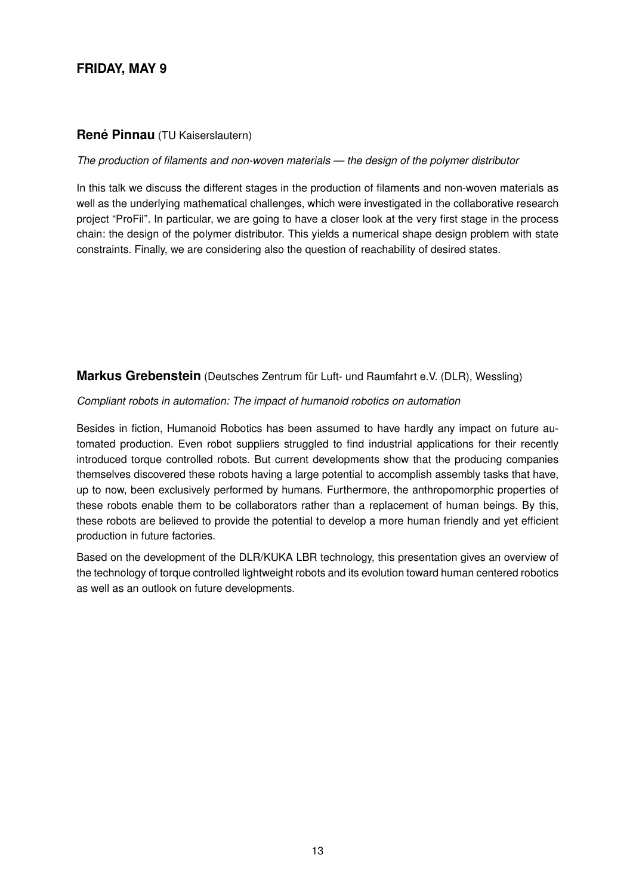## FRIDAY, MAY 9

### **René Pinnau** (TU Kaiserslautern)

*The production of filaments and non-woven materials — the design of the polymer distributor*

In this talk we discuss the different stages in the production of filaments and non-woven materials as well as the underlying mathematical challenges, which were investigated in the collaborative research project "ProFil". In particular, we are going to have a closer look at the very first stage in the process chain: the design of the polymer distributor. This yields a numerical shape design problem with state constraints. Finally, we are considering also the question of reachability of desired states.

### **Markus Grebenstein** (Deutsches Zentrum für Luft- und Raumfahrt e.V. (DLR), Wessling)

*Compliant robots in automation: The impact of humanoid robotics on automation*

Besides in fiction, Humanoid Robotics has been assumed to have hardly any impact on future automated production. Even robot suppliers struggled to find industrial applications for their recently introduced torque controlled robots. But current developments show that the producing companies themselves discovered these robots having a large potential to accomplish assembly tasks that have, up to now, been exclusively performed by humans. Furthermore, the anthropomorphic properties of these robots enable them to be collaborators rather than a replacement of human beings. By this, these robots are believed to provide the potential to develop a more human friendly and yet efficient production in future factories.

Based on the development of the DLR/KUKA LBR technology, this presentation gives an overview of the technology of torque controlled lightweight robots and its evolution toward human centered robotics as well as an outlook on future developments.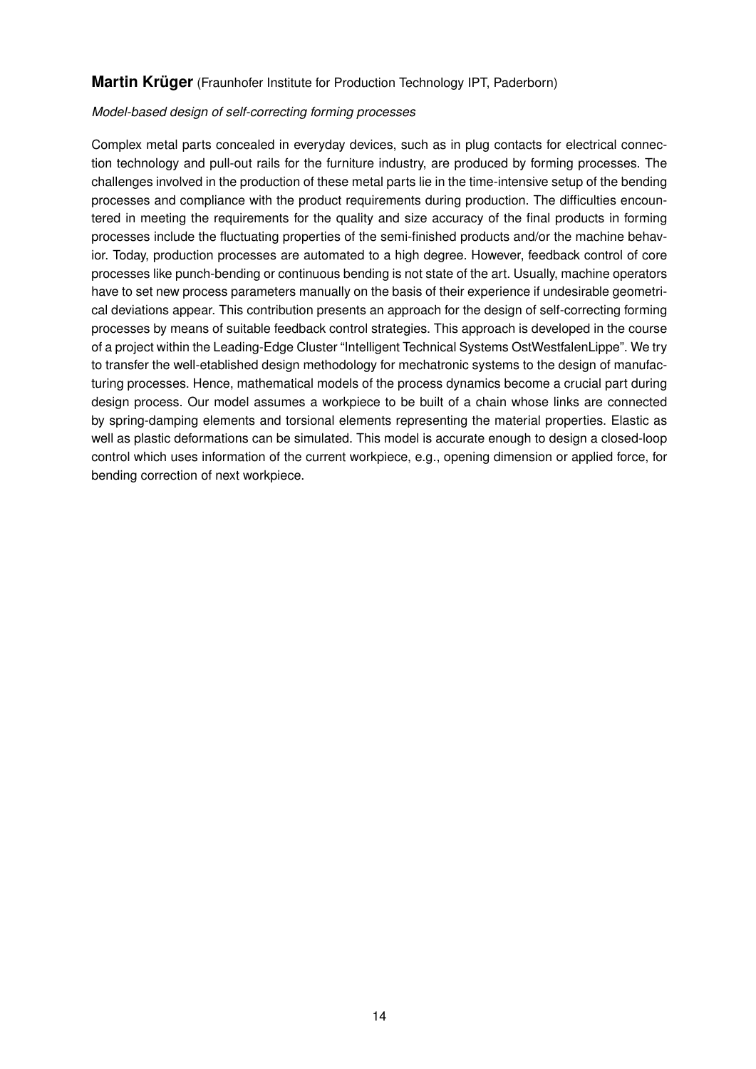**Martin Krüger** (Fraunhofer Institute for Production Technology IPT, Paderborn)

*Model-based design of self-correcting forming processes*

Complex metal parts concealed in everyday devices, such as in plug contacts for electrical connection technology and pull-out rails for the furniture industry, are produced by forming processes. The challenges involved in the production of these metal parts lie in the time-intensive setup of the bending processes and compliance with the product requirements during production. The difficulties encountered in meeting the requirements for the quality and size accuracy of the final products in forming processes include the fluctuating properties of the semi-finished products and/or the machine behavior. Today, production processes are automated to a high degree. However, feedback control of core processes like punch-bending or continuous bending is not state of the art. Usually, machine operators have to set new process parameters manually on the basis of their experience if undesirable geometrical deviations appear. This contribution presents an approach for the design of self-correcting forming processes by means of suitable feedback control strategies. This approach is developed in the course of a project within the Leading-Edge Cluster "Intelligent Technical Systems OstWestfalenLippe". We try to transfer the well-etablished design methodology for mechatronic systems to the design of manufacturing processes. Hence, mathematical models of the process dynamics become a crucial part during design process. Our model assumes a workpiece to be built of a chain whose links are connected by spring-damping elements and torsional elements representing the material properties. Elastic as well as plastic deformations can be simulated. This model is accurate enough to design a closed-loop control which uses information of the current workpiece, e.g., opening dimension or applied force, for bending correction of next workpiece.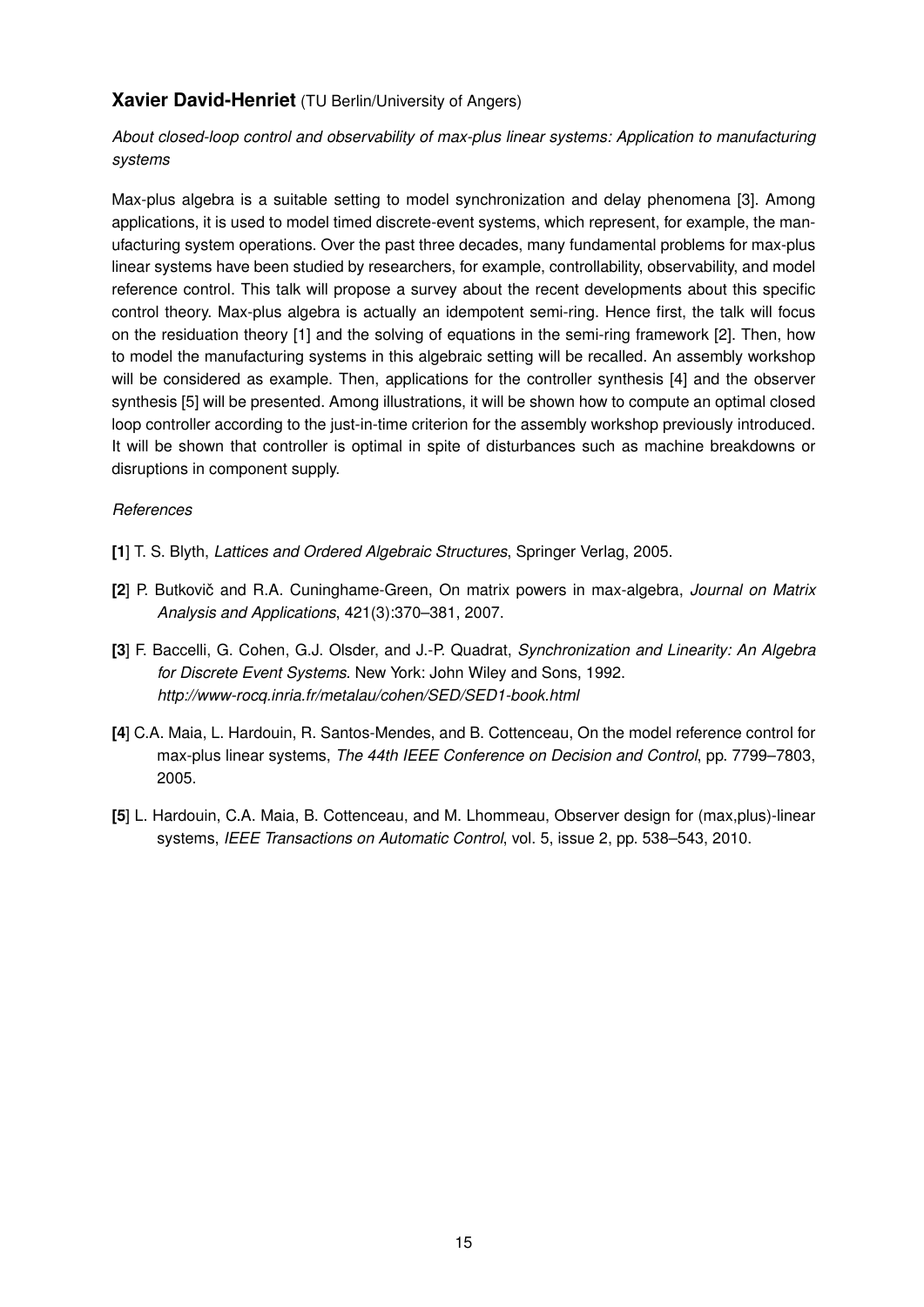**Xavier David-Henriet** (TU Berlin/University of Angers)

*About closed-loop control and observability of max-plus linear systems: Application to manufacturing systems*

Max-plus algebra is a suitable setting to model synchronization and delay phenomena [3]. Among applications, it is used to model timed discrete-event systems, which represent, for example, the manufacturing system operations. Over the past three decades, many fundamental problems for max-plus linear systems have been studied by researchers, for example, controllability, observability, and model reference control. This talk will propose a survey about the recent developments about this specific control theory. Max-plus algebra is actually an idempotent semi-ring. Hence first, the talk will focus on the residuation theory [1] and the solving of equations in the semi-ring framework [2]. Then, how to model the manufacturing systems in this algebraic setting will be recalled. An assembly workshop will be considered as example. Then, applications for the controller synthesis [4] and the observer synthesis [5] will be presented. Among illustrations, it will be shown how to compute an optimal closed loop controller according to the just-in-time criterion for the assembly workshop previously introduced. It will be shown that controller is optimal in spite of disturbances such as machine breakdowns or disruptions in component supply.

*References*

**[1]** T. S. Blyth, *Lattices and Ordered Algebraic Structures*, Springer Verlag, 2005.

**[2]** P. Butkovič and R.A. Cuninghame-Green, On matrix powers in max-algebra, *Journal on Matrix Analysis and Applications*, 421(3):370–381, 2007.

**[3]** F. Baccelli, G. Cohen, G.J. Olsder, and J.-P. Quadrat, *Synchronization and Linearity: An Algebra for Discrete Event Systems*. New York: John Wiley and Sons, 1992. *http://www-rocq.inria.fr/metalau/cohen/SED/SED1-book.html*

**[4]** C.A. Maia, L. Hardouin, R. Santos-Mendes, and B. Cottenceau, On the model reference control for max-plus linear systems, *The 44th IEEE Conference on Decision and Control*, pp. 7799–7803, 2005.

**[5]** L. Hardouin, C.A. Maia, B. Cottenceau, and M. Lhommeau, Observer design for (max,plus)-linear systems, *IEEE Transactions on Automatic Control*, vol. 5, issue 2, pp. 538–543, 2010.